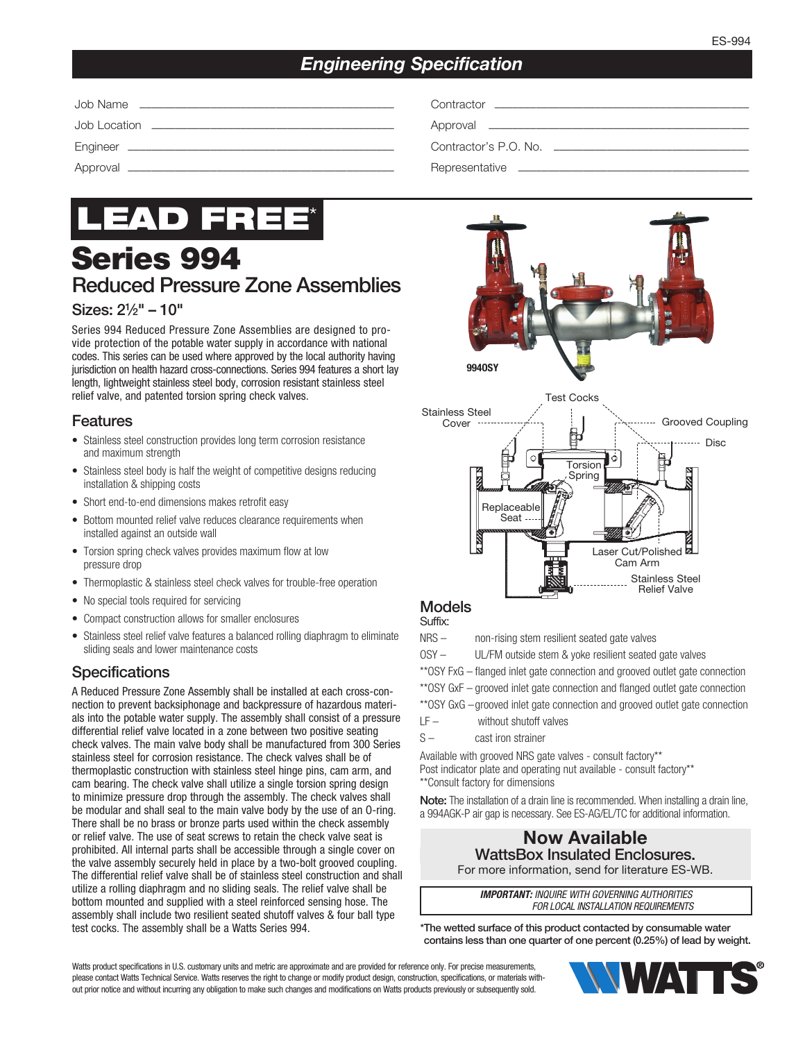## Engineering Specification

Job Name ______________________________

Job Location ______________________________

Engineer ______________________________

Approval ______________________________

Contractor ______________________________

Approval ______________________________

Contractor's P.O. No. ______________________________

Representative ______________________________

# LEAD FREE*

# Series 994

## Reduced Pressure Zone Assemblies

### Sizes: 2½" – 10"

Series 994 Reduced Pressure Zone Assemblies are designed to provide protection of the potable water supply in accordance with national codes. This series can be used where approved by the local authority having jurisdiction on health hazard cross-connections. Series 994 features a short lay length, lightweight stainless steel body, corrosion resistant stainless steel relief valve, and patented torsion spring check valves.

## Features

- Stainless steel construction provides long term corrosion resistance and maximum strength
- Stainless steel body is half the weight of competitive designs reducing installation & shipping costs
- Short end-to-end dimensions makes retrofit easy
- Bottom mounted relief valve reduces clearance requirements when installed against an outside wall
- Torsion spring check valves provides maximum flow at low pressure drop
- Thermoplastic & stainless steel check valves for trouble-free operation
- No special tools required for servicing
- Compact construction allows for smaller enclosures
- Stainless steel relief valve features a balanced rolling diaphragm to eliminate sliding seals and lower maintenance costs

## Specifications

A Reduced Pressure Zone Assembly shall be installed at each cross-connection to prevent backsiphonage and backpressure of hazardous materials into the potable water supply. The assembly shall consist of a pressure differential relief valve located in a zone between two positive seating check valves. The main valve body shall be manufactured from 300 Series stainless steel for corrosion resistance. The check valves shall be of thermoplastic construction with stainless steel hinge pins, cam arm, and cam bearing. The check valve shall utilize a single torsion spring design to minimize pressure drop through the assembly. The check valves shall be modular and shall seal to the main valve body by the use of an O-ring. There shall be no brass or bronze parts used within the check assembly or relief valve. The use of seat screws to retain the check valve seat is prohibited. All internal parts shall be accessible through a single cover on the valve assembly securely held in place by a two-bolt grooved coupling. The differential relief valve shall be of stainless steel construction and shall utilize a rolling diaphragm and no sliding seals. The relief valve shall be bottom mounted and supplied with a steel reinforced sensing hose. The assembly shall include two resilient seated shutoff valves & four ball type test cocks. The assembly shall be a Watts Series 994.

9940SY

Stainless Steel Cover · Test Cocks · Grooved Coupling · Disc · Torsion Spring · Replaceable Seat · Laser Cut/Polished Cam Arm · Stainless Steel Relief Valve

## Models

Suffix:

NRS – non-rising stem resilient seated gate valves

OSY – UL/FM outside stem & yoke resilient seated gate valves

**OSY FxG – flanged inlet gate connection and grooved outlet gate connection

**OSY GxF – grooved inlet gate connection and flanged outlet gate connection

**OSY GxG – grooved inlet gate connection and grooved outlet gate connection

LF – without shutoff valves

S – cast iron strainer

Available with grooved NRS gate valves - consult factory**

Post indicator plate and operating nut available - consult factory**

**Consult factory for dimensions

**Note:** The installation of a drain line is recommended. When installing a drain line, a 994AGK-P air gap is necessary. See ES-AG/EL/TC for additional information.

**Now Available**

**WattsBox Insulated Enclosures.**

For more information, send for literature ES-WB.

***IMPORTANT:*** *INQUIRE WITH GOVERNING AUTHORITIES FOR LOCAL INSTALLATION REQUIREMENTS*

*The wetted surface of this product contacted by consumable water contains less than one quarter of one percent (0.25%) of lead by weight.

Watts product specifications in U.S. customary units and metric are approximate and are provided for reference only. For precise measurements, please contact Watts Technical Service. Watts reserves the right to change or modify product design, construction, specifications, or materials without prior notice and without incurring any obligation to make such changes and modifications on Watts products previously or subsequently sold.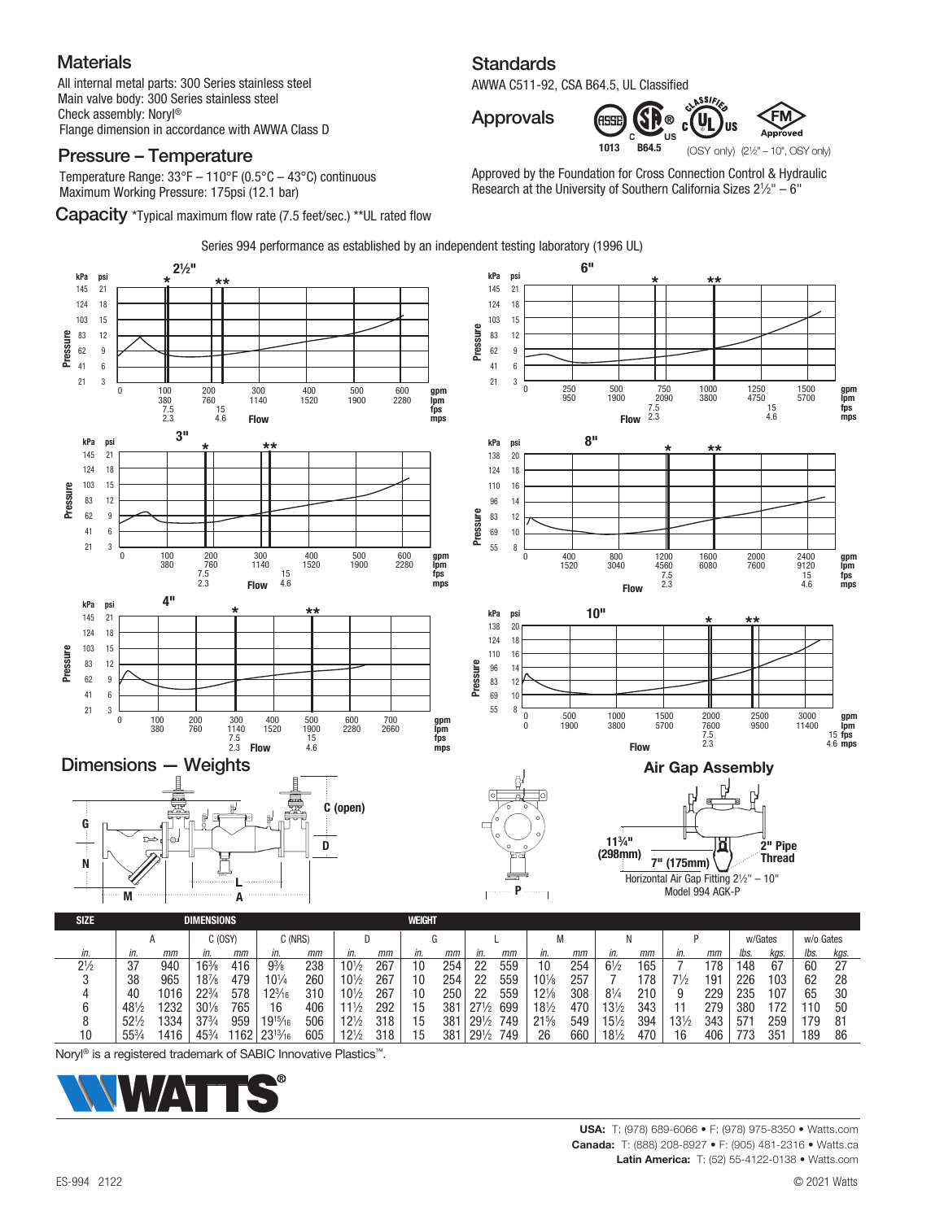## Materials

All internal metal parts: 300 Series stainless steel
Main valve body: 300 Series stainless steel
Check assembly: Noryl®
Flange dimension in accordance with AWWA Class D

## Pressure – Temperature

Temperature Range: 33°F – 110°F (0.5°C – 43°C) continuous
Maximum Working Pressure: 175psi (12.1 bar)

## Standards

AWWA C511-92, CSA B64.5, UL Classified

## Approvals

1013 B64.5 (OSY only) (2½" – 10", OSY only)

Approved by the Foundation for Cross Connection Control & Hydraulic Research at the University of Southern California Sizes 2½" – 6"

## Capacity

*Typical maximum flow rate (7.5 feet/sec.) **UL rated flow

Series 994 performance as established by an independent testing laboratory (1996 UL)

2½"
kPa psi
145 21
124 18
103 15
83 12
62 9
41 6
21 3
Pressure
0
100 380 7.5 2.3
200 760 15 4.6
300 1140
400 1520
500 1900
600 2280
gpm lpm fps mps
Flow

3"
kPa psi
145 21
124 18
103 15
83 12
62 9
41 6
21 3
Pressure
0
100 380
200 760 7.5 2.3
300 1140
15 4.6
400 1520
500 1900
600 2280
gpm lpm fps mps
Flow

4"
kPa psi
145 21
124 18
103 15
83 12
62 9
41 6
21 3
Pressure
0
100 380
200 760
300 1140 7.5 2.3
400 1520
500 1900 15 4.6
600 2280
700 2660
gpm lpm fps mps
Flow

6"
kPa psi
145 21
124 18
103 15
83 12
62 9
41 6
21 3
Pressure
0
250 950
500 1900
750 2090 7.5 2.3
1000 3800
1250 4750 15 4.6
1500 5700
gpm lpm fps mps
Flow

8"
kPa psi
138 20
124 18
110 16
96 14
83 12
69 10
55 8
Pressure
0
400 1520
800 3040
1200 4560 7.5 2.3
1600 6080
2000 7600
2400 9120 15 4.6
gpm lpm fps mps
Flow

10"
kPa psi
138 20
124 18
110 16
96 14
83 12
69 10
55 8
Pressure
0 0
500 1900
1000 3800
1500 5700
2000 7600 7.5 2.3
2500 9500
3000 11400
15 4.6
gpm lpm fps mps
Flow

## Dimensions — Weights

G
N
M
A
L
C (open)
D
P

## Air Gap Assembly

11¾" (298mm)
7" (175mm)
2" Pipe Thread
Horizontal Air Gap Fitting 2½" – 10"
Model 994 AGK-P

| SIZE | DIMENSIONS | | | | | | | | | | | | | | | | | | WEIGHT | | | |
|---|---|---|---|---|---|---|---|---|---|---|---|---|---|---|---|---|---|---|---|---|---|---|
| | A | | C (OSY) | | C (NRS) | | D | | G | | L | | M | | N | | P | | w/Gates | | w/o Gates | |
| *in.* | *in.* | *mm* | *in.* | *mm* | *in.* | *mm* | *in.* | *mm* | *in.* | *mm* | *in.* | *mm* | *in.* | *mm* | *in.* | *mm* | *in.* | *mm* | *lbs.* | *kgs.* | *lbs.* | *kgs.* |
| 2½ | 37 | 940 | 16⅜ | 416 | 9⅜ | 238 | 10½ | 267 | 10 | 254 | 22 | 559 | 10 | 254 | 6½ | 165 | 7 | 178 | 148 | 67 | 60 | 27 |
| 3 | 38 | 965 | 18⅞ | 479 | 10¼ | 260 | 10½ | 267 | 10 | 254 | 22 | 559 | 10⅛ | 257 | 7 | 178 | 7½ | 191 | 226 | 103 | 62 | 28 |
| 4 | 40 | 1016 | 22¾ | 578 | 12³⁄₁₆ | 310 | 10½ | 267 | 10 | 250 | 22 | 559 | 12⅛ | 308 | 8¼ | 210 | 9 | 229 | 235 | 107 | 65 | 30 |
| 6 | 48½ | 1232 | 30⅛ | 765 | 16 | 406 | 11½ | 292 | 15 | 381 | 27½ | 699 | 18½ | 470 | 13½ | 343 | 11 | 279 | 380 | 172 | 110 | 50 |
| 8 | 52½ | 1334 | 37¾ | 959 | 19¹⁵⁄₁₆ | 506 | 12½ | 318 | 15 | 381 | 29½ | 749 | 21⅝ | 549 | 15½ | 394 | 13½ | 343 | 571 | 259 | 179 | 81 |
| 10 | 55¾ | 1416 | 45¾ | 1162 | 23¹³⁄₁₆ | 605 | 12½ | 318 | 15 | 381 | 29½ | 749 | 26 | 660 | 18½ | 470 | 16 | 406 | 773 | 351 | 189 | 86 |

Noryl® is a registered trademark of SABIC Innovative Plastics™.

**USA:** T: (978) 689-6066 • F: (978) 975-8350 • Watts.com
**Canada:** T: (888) 208-8927 • F: (905) 481-2316 • Watts.ca
**Latin America:** T: (52) 55-4122-0138 • Watts.com

ES-994 2122

© 2021 Watts